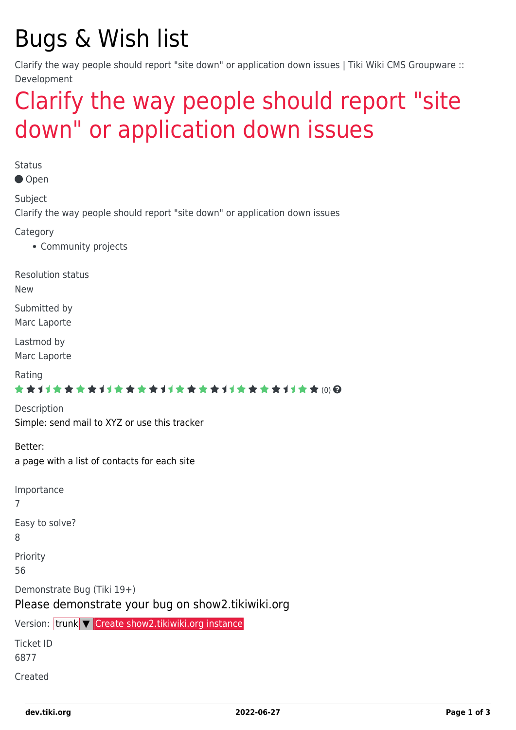# Bugs & Wish list

Clarify the way people should report "site down" or application down issues | Tiki Wiki CMS Groupware :: Development

## Clarify the way people should report "site down" or application down issues

Status

Open

Subject

Clarify the way people should report "site down" or application down issues

Category

- Community projects

Resolution status

New

Submitted by

Marc Laporte

Lastmod by

Marc Laporte

Rating

(0)

Description

Simple: send mail to XYZ or use this tracker

Better:
a page with a list of contacts for each site

Importance

7

Easy to solve?

8

Priority

56

Demonstrate Bug (Tiki 19+)

Please demonstrate your bug on show2.tikiwiki.org

Version: trunk ▼ Create show2.tikiwiki.org instance

Ticket ID

6877

Created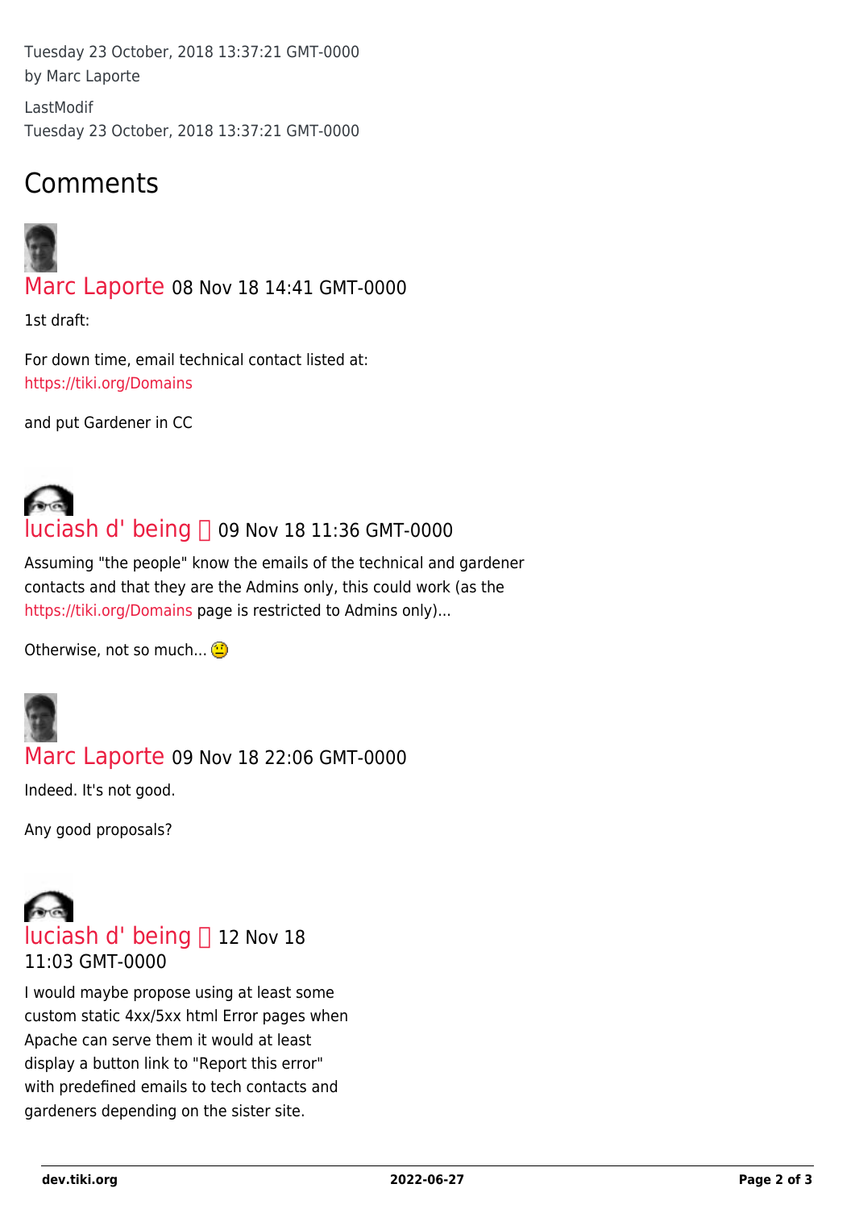Tuesday 23 October, 2018 13:37:21 GMT-0000
by Marc Laporte

LastModif
Tuesday 23 October, 2018 13:37:21 GMT-0000

## Comments

### Marc Laporte 08 Nov 18 14:41 GMT-0000

1st draft:

For down time, email technical contact listed at:
https://tiki.org/Domains

and put Gardener in CC

### luciash d' being 09 Nov 18 11:36 GMT-0000

Assuming "the people" know the emails of the technical and gardener contacts and that they are the Admins only, this could work (as the https://tiki.org/Domains page is restricted to Admins only)...

Otherwise, not so much...

### Marc Laporte 09 Nov 18 22:06 GMT-0000

Indeed. It's not good.

Any good proposals?

### luciash d' being 12 Nov 18 11:03 GMT-0000

I would maybe propose using at least some custom static 4xx/5xx html Error pages when Apache can serve them it would at least display a button link to "Report this error" with predefined emails to tech contacts and gardeners depending on the sister site.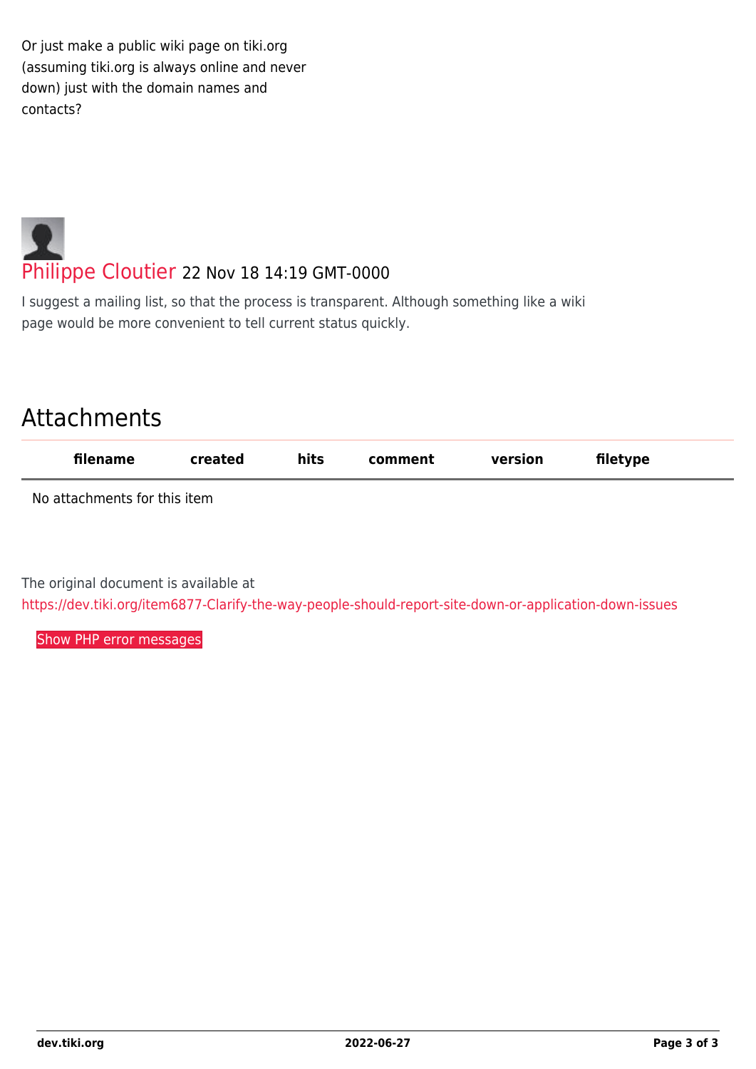Or just make a public wiki page on tiki.org (assuming tiki.org is always online and never down) just with the domain names and contacts?

Philippe Cloutier 22 Nov 18 14:19 GMT-0000

I suggest a mailing list, so that the process is transparent. Although something like a wiki page would be more convenient to tell current status quickly.

## Attachments

| filename | created | hits | comment | version | filetype |
| --- | --- | --- | --- | --- | --- |
| No attachments for this item | | | | | |

The original document is available at https://dev.tiki.org/item6877-Clarify-the-way-people-should-report-site-down-or-application-down-issues

Show PHP error messages